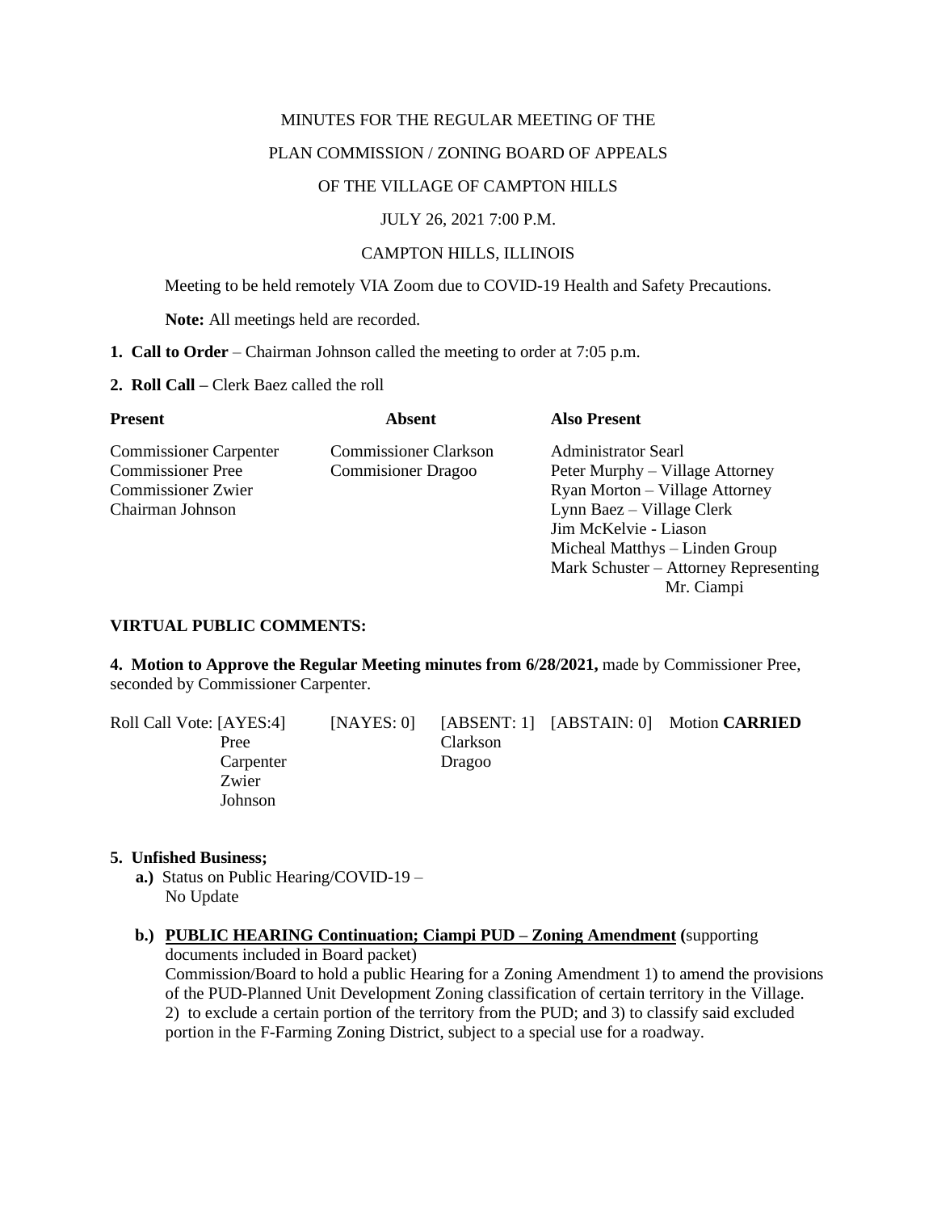MINUTES FOR THE REGULAR MEETING OF THE

PLAN COMMISSION / ZONING BOARD OF APPEALS

OF THE VILLAGE OF CAMPTON HILLS

JULY 26, 2021 7:00 P.M.

CAMPTON HILLS, ILLINOIS

Meeting to be held remotely VIA Zoom due to COVID-19 Health and Safety Precautions.

**Note:** All meetings held are recorded.

**1. Call to Order** – Chairman Johnson called the meeting to order at 7:05 p.m.

**2. Roll Call –** Clerk Baez called the roll

| **Present** | **Absent** | **Also Present** |
|---|---|---|
| Commissioner Carpenter | Commissioner Clarkson | Administrator Searl |
| Commissioner Pree | Commisioner Dragoo | Peter Murphy – Village Attorney |
| Commissioner Zwier | | Ryan Morton – Village Attorney |
| Chairman Johnson | | Lynn Baez – Village Clerk |
| | | Jim McKelvie - Liason |
| | | Micheal Matthys – Linden Group |
| | | Mark Schuster – Attorney Representing Mr. Ciampi |

**VIRTUAL PUBLIC COMMENTS:**

**4. Motion to Approve the Regular Meeting minutes from 6/28/2021,** made by Commissioner Pree, seconded by Commissioner Carpenter.

| Roll Call Vote: [AYES:4] | [NAYES: 0] | [ABSENT: 1] | [ABSTAIN: 0] | Motion **CARRIED** |
|---|---|---|---|---|
| Pree | | Clarkson | | |
| Carpenter | | Dragoo | | |
| Zwier | | | | |
| Johnson | | | | |

**5. Unfished Business;**

**a.)** Status on Public Hearing/COVID-19 –
No Update

**b.)** **PUBLIC HEARING Continuation; Ciampi PUD – Zoning Amendment (**supporting documents included in Board packet)
Commission/Board to hold a public Hearing for a Zoning Amendment 1) to amend the provisions of the PUD-Planned Unit Development Zoning classification of certain territory in the Village. 2) to exclude a certain portion of the territory from the PUD; and 3) to classify said excluded portion in the F-Farming Zoning District, subject to a special use for a roadway.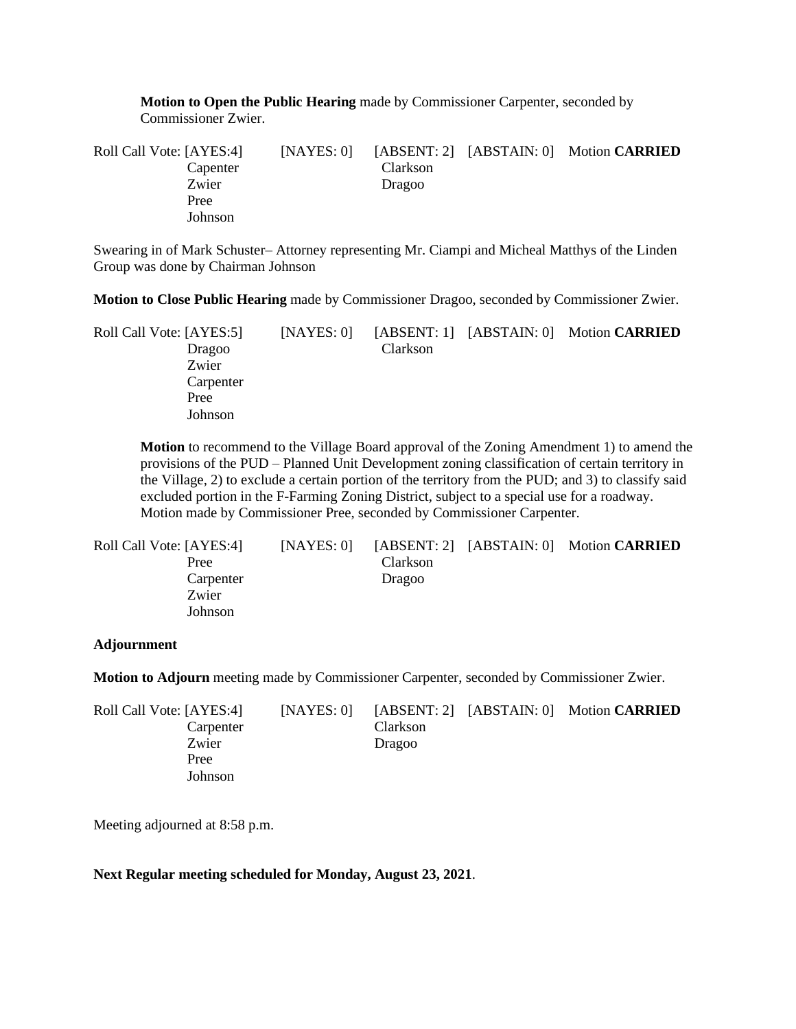**Motion to Open the Public Hearing** made by Commissioner Carpenter, seconded by Commissioner Zwier.

| | | | | | |
|---|---|---|---|---|---|
| Roll Call Vote: | [AYES:4] | [NAYES: 0] | [ABSENT: 2] | [ABSTAIN: 0] | Motion **CARRIED** |
| | Capenter | | Clarkson | | |
| | Zwier | | Dragoo | | |
| | Pree | | | | |
| | Johnson | | | | |

Swearing in of Mark Schuster– Attorney representing Mr. Ciampi and Micheal Matthys of the Linden Group was done by Chairman Johnson

**Motion to Close Public Hearing** made by Commissioner Dragoo, seconded by Commissioner Zwier.

| | | | | | |
|---|---|---|---|---|---|
| Roll Call Vote: | [AYES:5] | [NAYES: 0] | [ABSENT: 1] | [ABSTAIN: 0] | Motion **CARRIED** |
| | Dragoo | | Clarkson | | |
| | Zwier | | | | |
| | Carpenter | | | | |
| | Pree | | | | |
| | Johnson | | | | |

**Motion** to recommend to the Village Board approval of the Zoning Amendment 1) to amend the provisions of the PUD – Planned Unit Development zoning classification of certain territory in the Village, 2) to exclude a certain portion of the territory from the PUD; and 3) to classify said excluded portion in the F-Farming Zoning District, subject to a special use for a roadway. Motion made by Commissioner Pree, seconded by Commissioner Carpenter.

| | | | | | |
|---|---|---|---|---|---|
| Roll Call Vote: | [AYES:4] | [NAYES: 0] | [ABSENT: 2] | [ABSTAIN: 0] | Motion **CARRIED** |
| | Pree | | Clarkson | | |
| | Carpenter | | Dragoo | | |
| | Zwier | | | | |
| | Johnson | | | | |

**Adjournment**

**Motion to Adjourn** meeting made by Commissioner Carpenter, seconded by Commissioner Zwier.

| | | | | | |
|---|---|---|---|---|---|
| Roll Call Vote: | [AYES:4] | [NAYES: 0] | [ABSENT: 2] | [ABSTAIN: 0] | Motion **CARRIED** |
| | Carpenter | | Clarkson | | |
| | Zwier | | Dragoo | | |
| | Pree | | | | |
| | Johnson | | | | |

Meeting adjourned at 8:58 p.m.

**Next Regular meeting scheduled for Monday, August 23, 2021**.